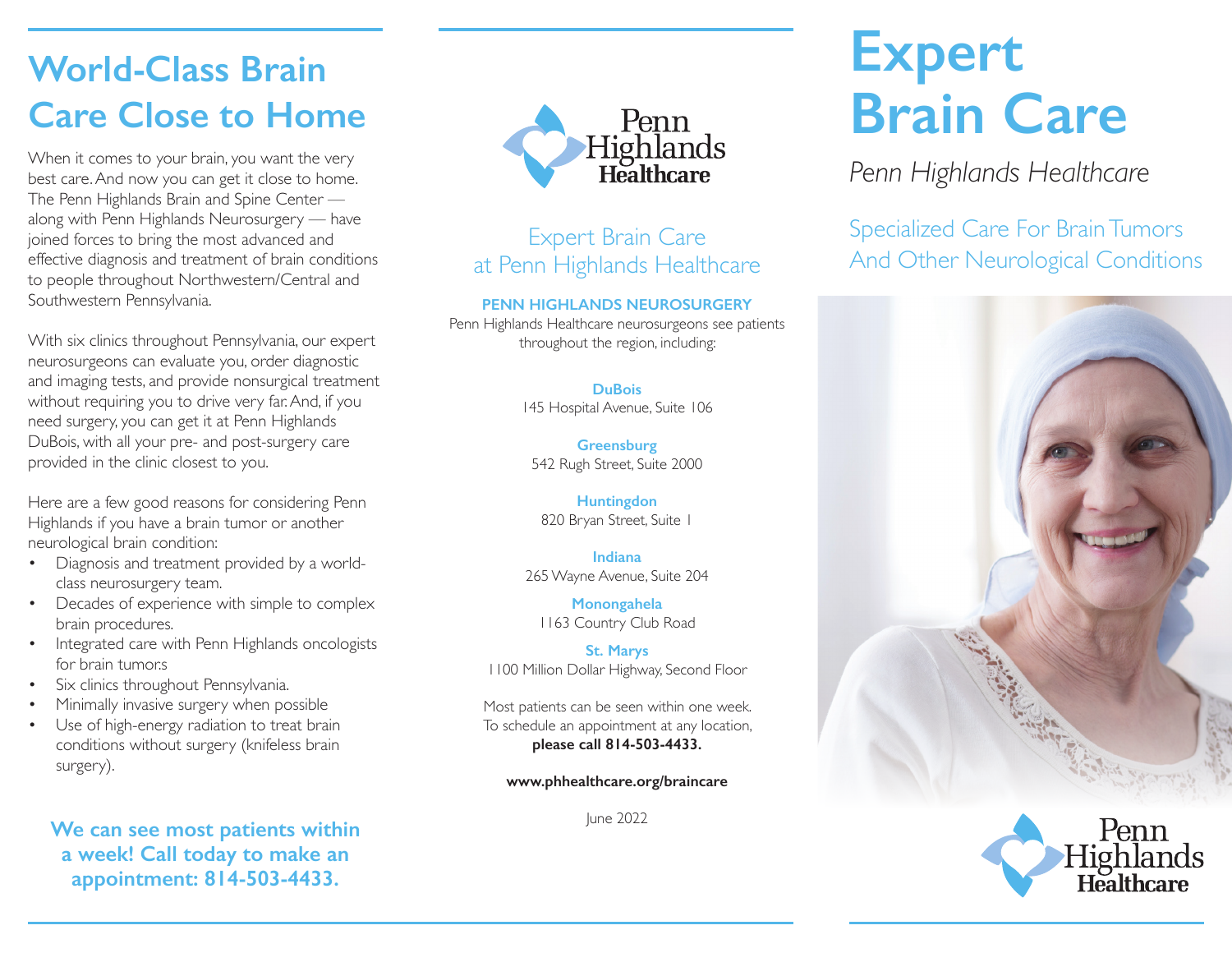# World-Class Brain Care Close to Home

When it comes to your brain, you want the very best care. And now you can get it close to home. The Penn Highlands Brain and Spine Center — along with Penn Highlands Neurosurgery — have joined forces to bring the most advanced and effective diagnosis and treatment of brain conditions to people throughout Northwestern/Central and Southwestern Pennsylvania.

With six clinics throughout Pennsylvania, our expert neurosurgeons can evaluate you, order diagnostic and imaging tests, and provide nonsurgical treatment without requiring you to drive very far. And, if you need surgery, you can get it at Penn Highlands DuBois, with all your pre- and post-surgery care provided in the clinic closest to you.

Here are a few good reasons for considering Penn Highlands if you have a brain tumor or another neurological brain condition:

- Diagnosis and treatment provided by a world-class neurosurgery team.
- Decades of experience with simple to complex brain procedures.
- Integrated care with Penn Highlands oncologists for brain tumors.
- Six clinics throughout Pennsylvania.
- Minimally invasive surgery when possible
- Use of high-energy radiation to treat brain conditions without surgery (knifeless brain surgery).

**We can see most patients within a week! Call today to make an appointment: 814-503-4433.**

Penn Highlands Healthcare

## Expert Brain Care at Penn Highlands Healthcare

**PENN HIGHLANDS NEUROSURGERY**

Penn Highlands Healthcare neurosurgeons see patients throughout the region, including:

**DuBois**
145 Hospital Avenue, Suite 106

**Greensburg**
542 Rugh Street, Suite 2000

**Huntingdon**
820 Bryan Street, Suite 1

**Indiana**
265 Wayne Avenue, Suite 204

**Monongahela**
1163 Country Club Road

**St. Marys**
1100 Million Dollar Highway, Second Floor

Most patients can be seen within one week. To schedule an appointment at any location, **please call 814-503-4433.**

**www.phhealthcare.org/braincare**

June 2022

# Expert Brain Care

*Penn Highlands Healthcare*

## Specialized Care For Brain Tumors And Other Neurological Conditions

Penn Highlands Healthcare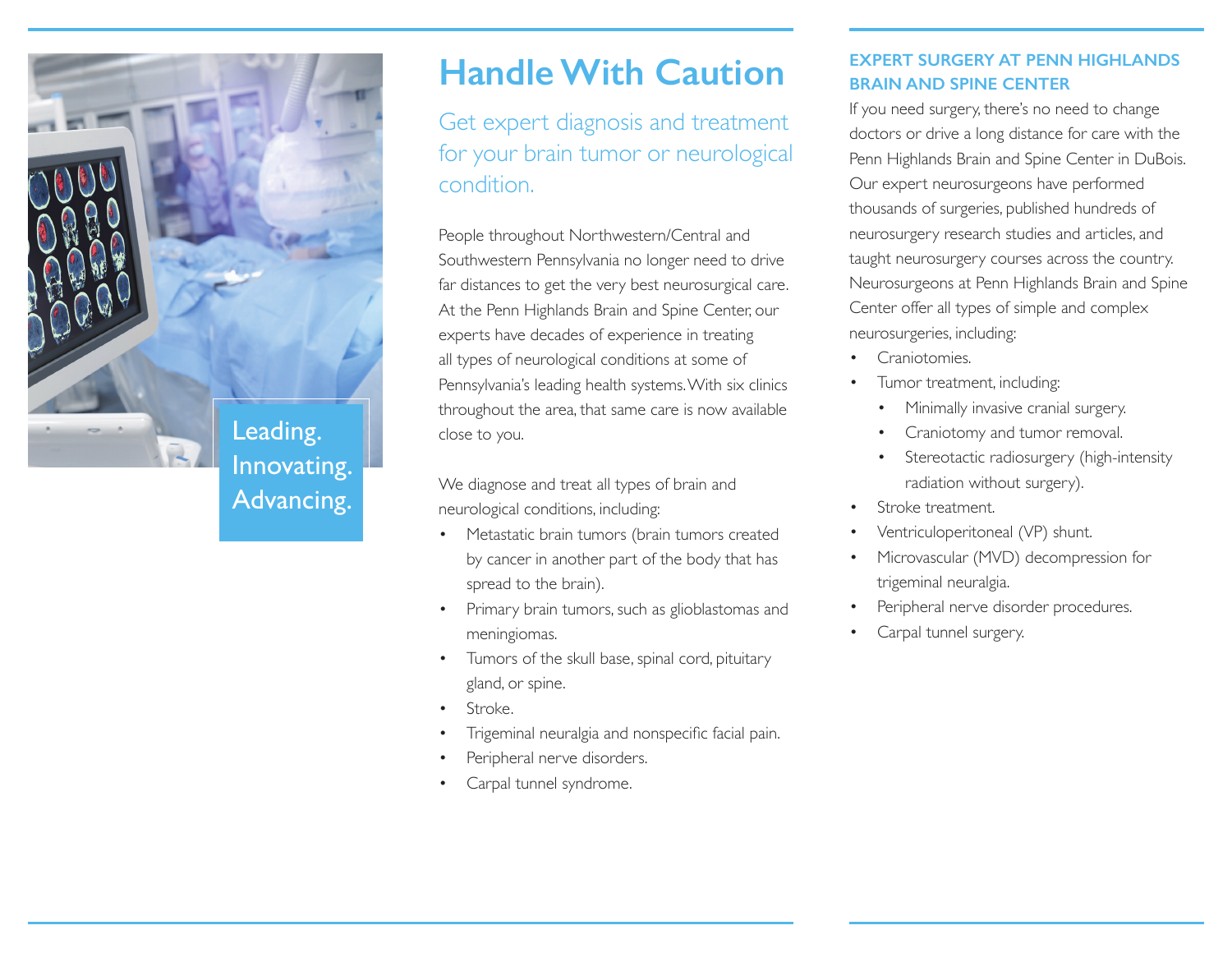Leading. Innovating. Advancing.

# Handle With Caution

## Get expert diagnosis and treatment for your brain tumor or neurological condition.

People throughout Northwestern/Central and Southwestern Pennsylvania no longer need to drive far distances to get the very best neurosurgical care. At the Penn Highlands Brain and Spine Center, our experts have decades of experience in treating all types of neurological conditions at some of Pennsylvania's leading health systems. With six clinics throughout the area, that same care is now available close to you.

We diagnose and treat all types of brain and neurological conditions, including:

- Metastatic brain tumors (brain tumors created by cancer in another part of the body that has spread to the brain).
- Primary brain tumors, such as glioblastomas and meningiomas.
- Tumors of the skull base, spinal cord, pituitary gland, or spine.
- Stroke.
- Trigeminal neuralgia and nonspecific facial pain.
- Peripheral nerve disorders.
- Carpal tunnel syndrome.

### EXPERT SURGERY AT PENN HIGHLANDS BRAIN AND SPINE CENTER

If you need surgery, there's no need to change doctors or drive a long distance for care with the Penn Highlands Brain and Spine Center in DuBois. Our expert neurosurgeons have performed thousands of surgeries, published hundreds of neurosurgery research studies and articles, and taught neurosurgery courses across the country. Neurosurgeons at Penn Highlands Brain and Spine Center offer all types of simple and complex neurosurgeries, including:

- Craniotomies.
- Tumor treatment, including:
  - Minimally invasive cranial surgery.
  - Craniotomy and tumor removal.
  - Stereotactic radiosurgery (high-intensity radiation without surgery).
- Stroke treatment.
- Ventriculoperitoneal (VP) shunt.
- Microvascular (MVD) decompression for trigeminal neuralgia.
- Peripheral nerve disorder procedures.
- Carpal tunnel surgery.